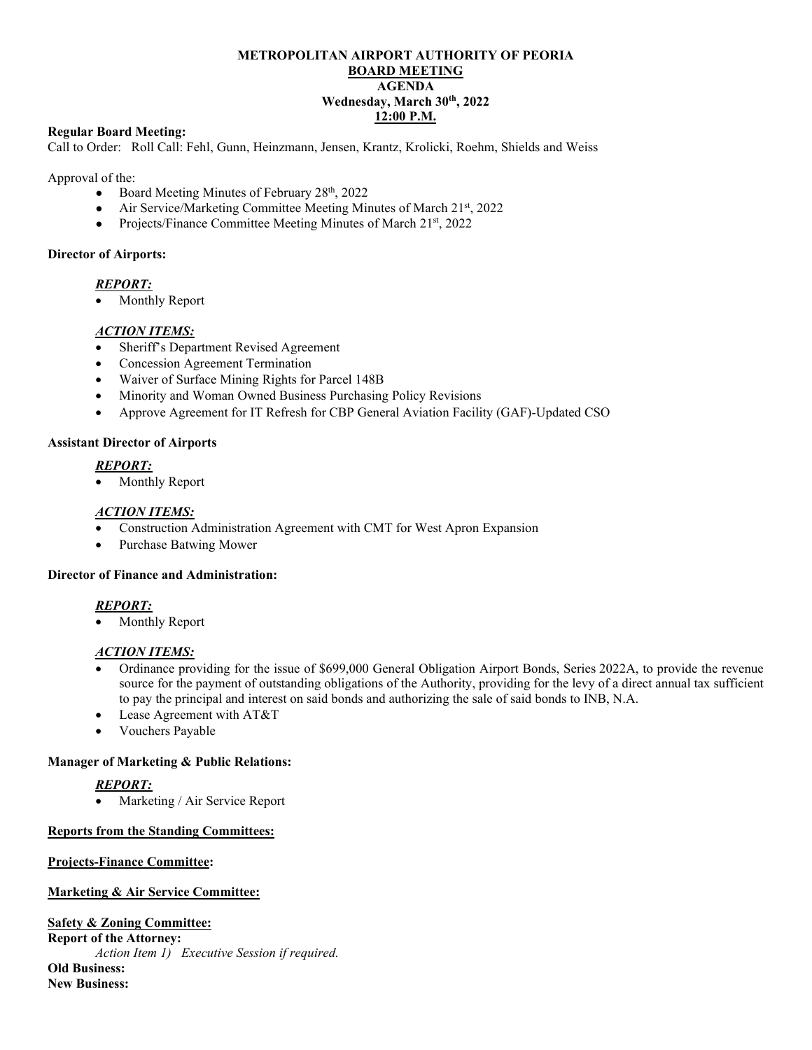# METROPOLITAN AIRPORT AUTHORITY OF PEORIA
## BOARD MEETING
### AGENDA
### Wednesday, March 30th, 2022
### 12:00 P.M.

**Regular Board Meeting:**

Call to Order: Roll Call: Fehl, Gunn, Heinzmann, Jensen, Krantz, Krolicki, Roehm, Shields and Weiss

Approval of the:

- Board Meeting Minutes of February 28th, 2022
- Air Service/Marketing Committee Meeting Minutes of March 21st, 2022
- Projects/Finance Committee Meeting Minutes of March 21st, 2022

**Director of Airports:**

***REPORT:***

- Monthly Report

***ACTION ITEMS:***

- Sheriff's Department Revised Agreement
- Concession Agreement Termination
- Waiver of Surface Mining Rights for Parcel 148B
- Minority and Woman Owned Business Purchasing Policy Revisions
- Approve Agreement for IT Refresh for CBP General Aviation Facility (GAF)-Updated CSO

**Assistant Director of Airports**

***REPORT:***

- Monthly Report

***ACTION ITEMS:***

- Construction Administration Agreement with CMT for West Apron Expansion
- Purchase Batwing Mower

**Director of Finance and Administration:**

***REPORT:***

- Monthly Report

***ACTION ITEMS:***

- Ordinance providing for the issue of $699,000 General Obligation Airport Bonds, Series 2022A, to provide the revenue source for the payment of outstanding obligations of the Authority, providing for the levy of a direct annual tax sufficient to pay the principal and interest on said bonds and authorizing the sale of said bonds to INB, N.A.
- Lease Agreement with AT&T
- Vouchers Payable

**Manager of Marketing & Public Relations:**

***REPORT:***

- Marketing / Air Service Report

**Reports from the Standing Committees:**

**Projects-Finance Committee:**

**Marketing & Air Service Committee:**

**Safety & Zoning Committee:**

**Report of the Attorney:**

*Action Item 1) Executive Session if required.*

**Old Business:**

**New Business:**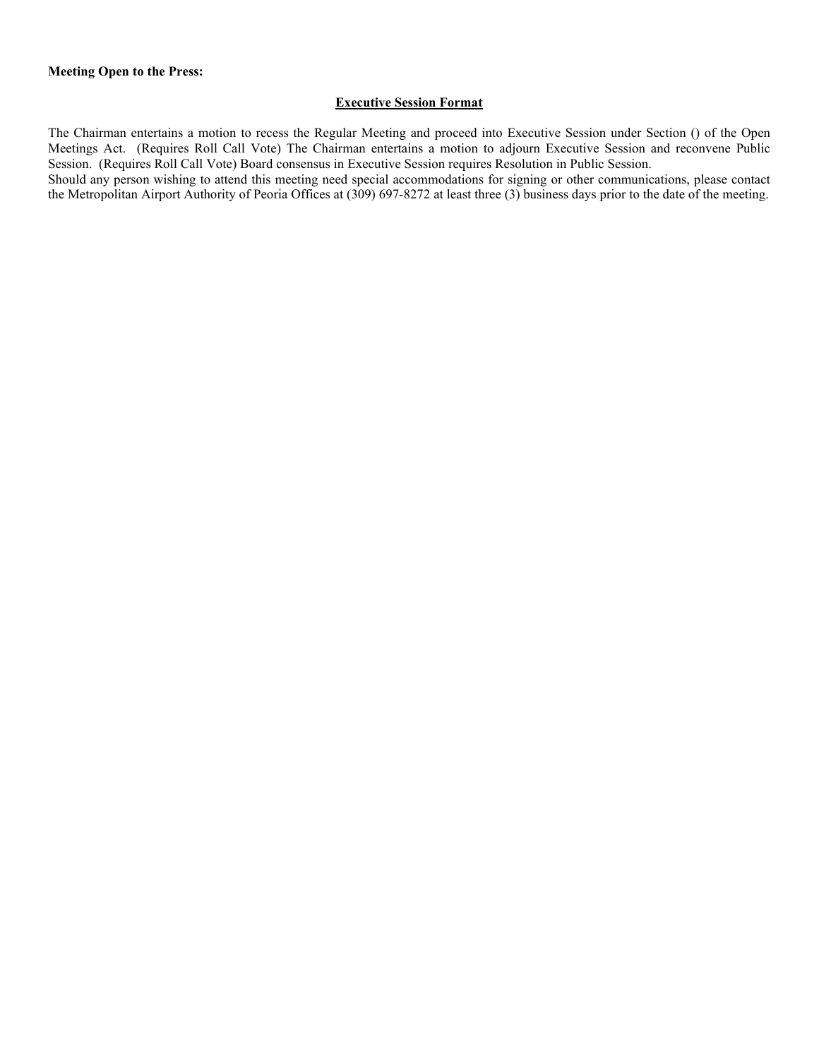**Meeting Open to the Press:**

**Executive Session Format**

The Chairman entertains a motion to recess the Regular Meeting and proceed into Executive Session under Section () of the Open Meetings Act. (Requires Roll Call Vote) The Chairman entertains a motion to adjourn Executive Session and reconvene Public Session. (Requires Roll Call Vote) Board consensus in Executive Session requires Resolution in Public Session.

Should any person wishing to attend this meeting need special accommodations for signing or other communications, please contact the Metropolitan Airport Authority of Peoria Offices at (309) 697-8272 at least three (3) business days prior to the date of the meeting.